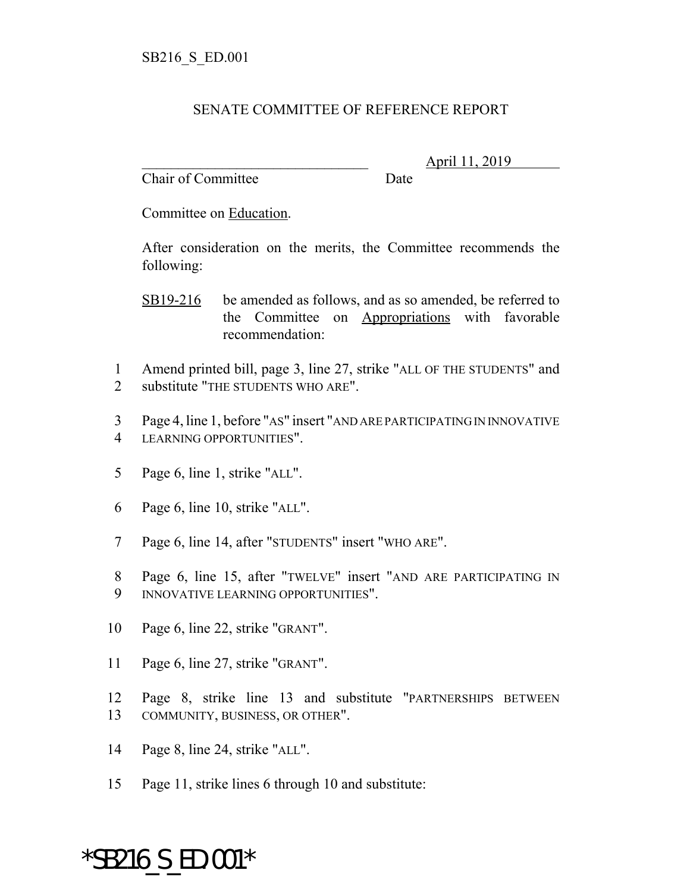SB216_S_ED.001

SENATE COMMITTEE OF REFERENCE REPORT

________________________________ April 11, 2019
Chair of Committee Date

Committee on Education.

After consideration on the merits, the Committee recommends the following:

SB19-216 be amended as follows, and as so amended, be referred to the Committee on Appropriations with favorable recommendation:

1 Amend printed bill, page 3, line 27, strike "ALL OF THE STUDENTS" and
2 substitute "THE STUDENTS WHO ARE".

3 Page 4, line 1, before "AS" insert "AND ARE PARTICIPATING IN INNOVATIVE
4 LEARNING OPPORTUNITIES".

5 Page 6, line 1, strike "ALL".

6 Page 6, line 10, strike "ALL".

7 Page 6, line 14, after "STUDENTS" insert "WHO ARE".

8 Page 6, line 15, after "TWELVE" insert "AND ARE PARTICIPATING IN
9 INNOVATIVE LEARNING OPPORTUNITIES".

10 Page 6, line 22, strike "GRANT".

11 Page 6, line 27, strike "GRANT".

12 Page 8, strike line 13 and substitute "PARTNERSHIPS BETWEEN
13 COMMUNITY, BUSINESS, OR OTHER".

14 Page 8, line 24, strike "ALL".

15 Page 11, strike lines 6 through 10 and substitute:

*SB216_S_ED.001*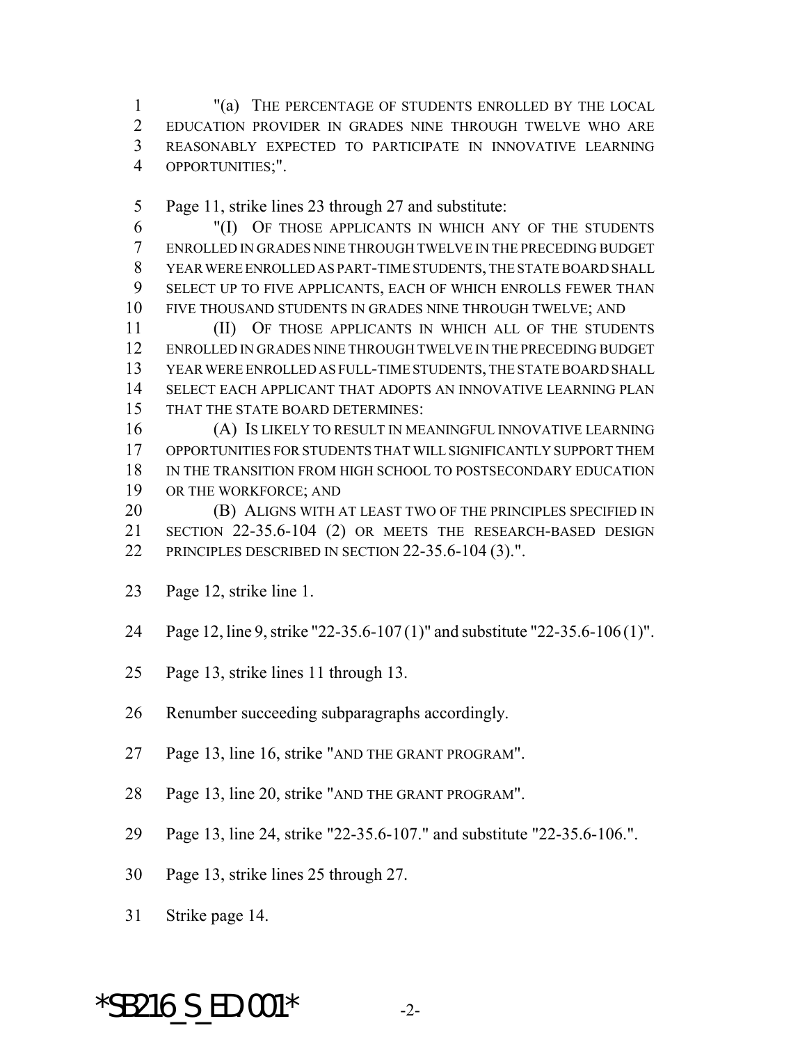"(a) THE PERCENTAGE OF STUDENTS ENROLLED BY THE LOCAL EDUCATION PROVIDER IN GRADES NINE THROUGH TWELVE WHO ARE REASONABLY EXPECTED TO PARTICIPATE IN INNOVATIVE LEARNING OPPORTUNITIES;".

Page 11, strike lines 23 through 27 and substitute:

"(I) OF THOSE APPLICANTS IN WHICH ANY OF THE STUDENTS ENROLLED IN GRADES NINE THROUGH TWELVE IN THE PRECEDING BUDGET YEAR WERE ENROLLED AS PART-TIME STUDENTS, THE STATE BOARD SHALL SELECT UP TO FIVE APPLICANTS, EACH OF WHICH ENROLLS FEWER THAN FIVE THOUSAND STUDENTS IN GRADES NINE THROUGH TWELVE; AND

(II) OF THOSE APPLICANTS IN WHICH ALL OF THE STUDENTS ENROLLED IN GRADES NINE THROUGH TWELVE IN THE PRECEDING BUDGET YEAR WERE ENROLLED AS FULL-TIME STUDENTS, THE STATE BOARD SHALL SELECT EACH APPLICANT THAT ADOPTS AN INNOVATIVE LEARNING PLAN THAT THE STATE BOARD DETERMINES:

(A) IS LIKELY TO RESULT IN MEANINGFUL INNOVATIVE LEARNING OPPORTUNITIES FOR STUDENTS THAT WILL SIGNIFICANTLY SUPPORT THEM IN THE TRANSITION FROM HIGH SCHOOL TO POSTSECONDARY EDUCATION OR THE WORKFORCE; AND

(B) ALIGNS WITH AT LEAST TWO OF THE PRINCIPLES SPECIFIED IN SECTION 22-35.6-104 (2) OR MEETS THE RESEARCH-BASED DESIGN PRINCIPLES DESCRIBED IN SECTION 22-35.6-104 (3).".

Page 12, strike line 1.

Page 12, line 9, strike "22-35.6-107 (1)" and substitute "22-35.6-106 (1)".

Page 13, strike lines 11 through 13.

Renumber succeeding subparagraphs accordingly.

Page 13, line 16, strike "AND THE GRANT PROGRAM".

Page 13, line 20, strike "AND THE GRANT PROGRAM".

Page 13, line 24, strike "22-35.6-107." and substitute "22-35.6-106.".

Page 13, strike lines 25 through 27.

Strike page 14.

*SB216_S_ED.001*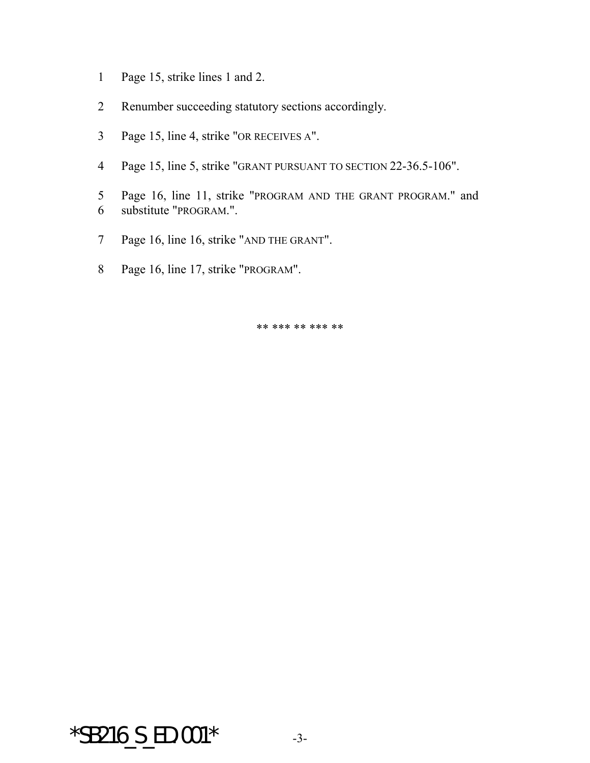Page 15, strike lines 1 and 2.

Renumber succeeding statutory sections accordingly.

Page 15, line 4, strike "OR RECEIVES A".

Page 15, line 5, strike "GRANT PURSUANT TO SECTION 22-36.5-106".

Page 16, line 11, strike "PROGRAM AND THE GRANT PROGRAM." and substitute "PROGRAM.".

Page 16, line 16, strike "AND THE GRANT".

Page 16, line 17, strike "PROGRAM".

** *** ** *** **

*SB216_S_ED.001*